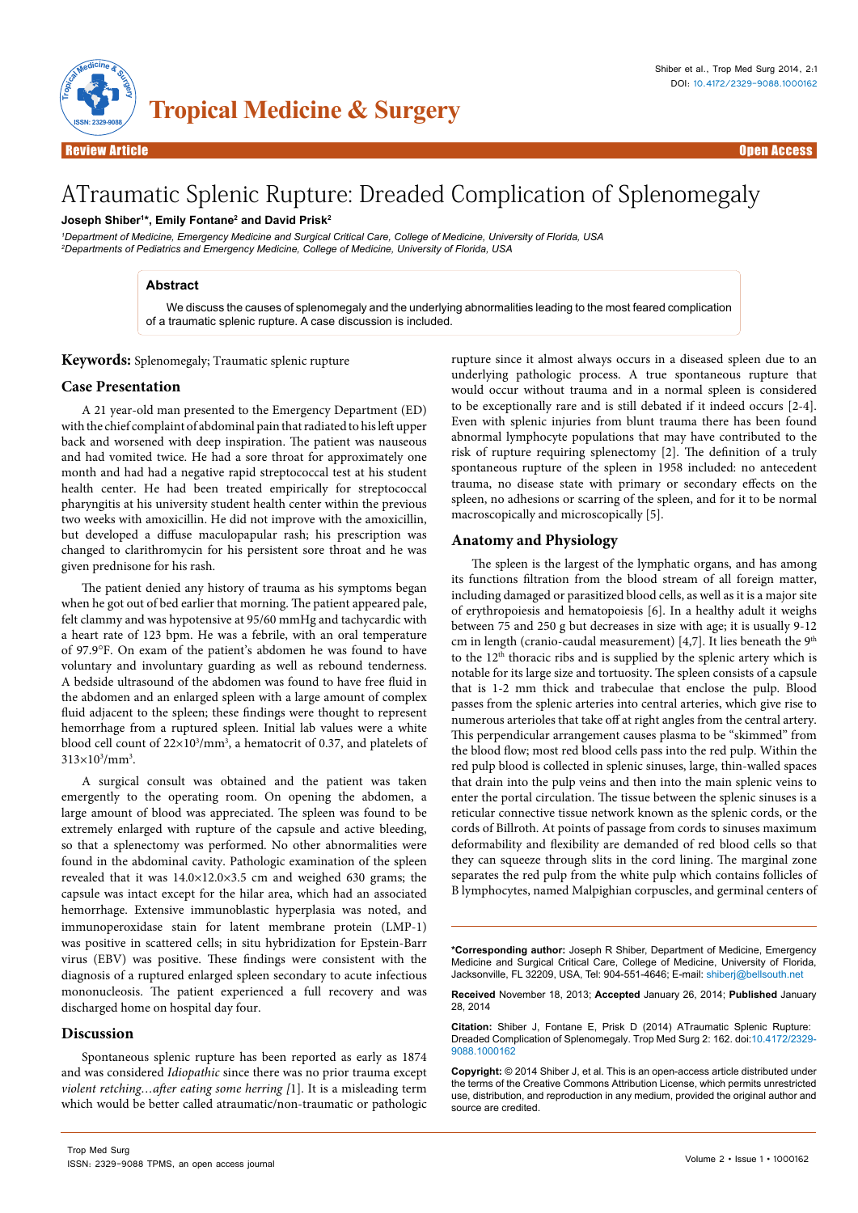Review Article

Open Access

# ATraumatic Splenic Rupture: Dreaded Complication of Splenomegaly

**Joseph Shiber[1]*, Emily Fontane[2] and David Prisk[2]**

[1]*Department of Medicine, Emergency Medicine and Surgical Critical Care, College of Medicine, University of Florida, USA*
[2]*Departments of Pediatrics and Emergency Medicine, College of Medicine, University of Florida, USA*

## Abstract

We discuss the causes of splenomegaly and the underlying abnormalities leading to the most feared complication of a traumatic splenic rupture. A case discussion is included.

**Keywords:** Splenomegaly; Traumatic splenic rupture

## Case Presentation

A 21 year-old man presented to the Emergency Department (ED) with the chief complaint of abdominal pain that radiated to his left upper back and worsened with deep inspiration. The patient was nauseous and had vomited twice. He had a sore throat for approximately one month and had had a negative rapid streptococcal test at his student health center. He had been treated empirically for streptococcal pharyngitis at his university student health center within the previous two weeks with amoxicillin. He did not improve with the amoxicillin, but developed a diffuse maculopapular rash; his prescription was changed to clarithromycin for his persistent sore throat and he was given prednisone for his rash.

The patient denied any history of trauma as his symptoms began when he got out of bed earlier that morning. The patient appeared pale, felt clammy and was hypotensive at 95/60 mmHg and tachycardic with a heart rate of 123 bpm. He was a febrile, with an oral temperature of 97.9°F. On exam of the patient's abdomen he was found to have voluntary and involuntary guarding as well as rebound tenderness. A bedside ultrasound of the abdomen was found to have free fluid in the abdomen and an enlarged spleen with a large amount of complex fluid adjacent to the spleen; these findings were thought to represent hemorrhage from a ruptured spleen. Initial lab values were a white blood cell count of $22×10^3/mm^3$, a hematocrit of 0.37, and platelets of $313×10^3/mm^3$.

A surgical consult was obtained and the patient was taken emergently to the operating room. On opening the abdomen, a large amount of blood was appreciated. The spleen was found to be extremely enlarged with rupture of the capsule and active bleeding, so that a splenectomy was performed. No other abnormalities were found in the abdominal cavity. Pathologic examination of the spleen revealed that it was 14.0×12.0×3.5 cm and weighed 630 grams; the capsule was intact except for the hilar area, which had an associated hemorrhage. Extensive immunoblastic hyperplasia was noted, and immunoperoxidase stain for latent membrane protein (LMP-1) was positive in scattered cells; in situ hybridization for Epstein-Barr virus (EBV) was positive. These findings were consistent with the diagnosis of a ruptured enlarged spleen secondary to acute infectious mononucleosis. The patient experienced a full recovery and was discharged home on hospital day four.

## Discussion

Spontaneous splenic rupture has been reported as early as 1874 and was considered *Idiopathic* since there was no prior trauma except *violent retching…after eating some herring [*1]. It is a misleading term which would be better called atraumatic/non-traumatic or pathologic rupture since it almost always occurs in a diseased spleen due to an underlying pathologic process. A true spontaneous rupture that would occur without trauma and in a normal spleen is considered to be exceptionally rare and is still debated if it indeed occurs [2-4]. Even with splenic injuries from blunt trauma there has been found abnormal lymphocyte populations that may have contributed to the risk of rupture requiring splenectomy [2]. The definition of a truly spontaneous rupture of the spleen in 1958 included: no antecedent trauma, no disease state with primary or secondary effects on the spleen, no adhesions or scarring of the spleen, and for it to be normal macroscopically and microscopically [5].

## Anatomy and Physiology

The spleen is the largest of the lymphatic organs, and has among its functions filtration from the blood stream of all foreign matter, including damaged or parasitized blood cells, as well as it is a major site of erythropoiesis and hematopoiesis [6]. In a healthy adult it weighs between 75 and 250 g but decreases in size with age; it is usually 9-12 cm in length (cranio-caudal measurement) [4,7]. It lies beneath the 9th to the 12th thoracic ribs and is supplied by the splenic artery which is notable for its large size and tortuosity. The spleen consists of a capsule that is 1-2 mm thick and trabeculae that enclose the pulp. Blood passes from the splenic arteries into central arteries, which give rise to numerous arterioles that take off at right angles from the central artery. This perpendicular arrangement causes plasma to be "skimmed" from the blood flow; most red blood cells pass into the red pulp. Within the red pulp blood is collected in splenic sinuses, large, thin-walled spaces that drain into the pulp veins and then into the main splenic veins to enter the portal circulation. The tissue between the splenic sinuses is a reticular connective tissue network known as the splenic cords, or the cords of Billroth. At points of passage from cords to sinuses maximum deformability and flexibility are demanded of red blood cells so that they can squeeze through slits in the cord lining. The marginal zone separates the red pulp from the white pulp which contains follicles of B lymphocytes, named Malpighian corpuscles, and germinal centers of

**\*Corresponding author:** Joseph R Shiber, Department of Medicine, Emergency Medicine and Surgical Critical Care, College of Medicine, University of Florida, Jacksonville, FL 32209, USA, Tel: 904-551-4646; E-mail: shiberj@bellsouth.net

**Received** November 18, 2013; **Accepted** January 26, 2014; **Published** January 28, 2014

**Citation:** Shiber J, Fontane E, Prisk D (2014) ATraumatic Splenic Rupture: Dreaded Complication of Splenomegaly. Trop Med Surg 2: 162. doi:10.4172/2329-9088.1000162

**Copyright:** © 2014 Shiber J, et al. This is an open-access article distributed under the terms of the Creative Commons Attribution License, which permits unrestricted use, distribution, and reproduction in any medium, provided the original author and source are credited.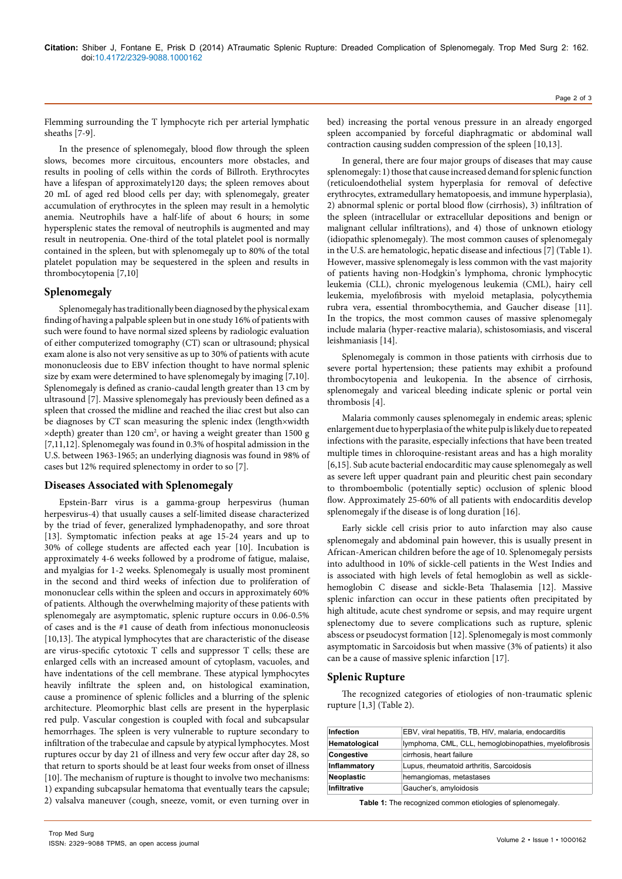Flemming surrounding the T lymphocyte rich per arterial lymphatic sheaths [7-9].

In the presence of splenomegaly, blood flow through the spleen slows, becomes more circuitous, encounters more obstacles, and results in pooling of cells within the cords of Billroth. Erythrocytes have a lifespan of approximately120 days; the spleen removes about 20 mL of aged red blood cells per day; with splenomegaly, greater accumulation of erythrocytes in the spleen may result in a hemolytic anemia. Neutrophils have a half-life of about 6 hours; in some hypersplenic states the removal of neutrophils is augmented and may result in neutropenia. One-third of the total platelet pool is normally contained in the spleen, but with splenomegaly up to 80% of the total platelet population may be sequestered in the spleen and results in thrombocytopenia [7,10]

## Splenomegaly

Splenomegaly has traditionally been diagnosed by the physical exam finding of having a palpable spleen but in one study 16% of patients with such were found to have normal sized spleens by radiologic evaluation of either computerized tomography (CT) scan or ultrasound; physical exam alone is also not very sensitive as up to 30% of patients with acute mononucleosis due to EBV infection thought to have normal splenic size by exam were determined to have splenomegaly by imaging [7,10]. Splenomegaly is defined as cranio-caudal length greater than 13 cm by ultrasound [7]. Massive splenomegaly has previously been defined as a spleen that crossed the midline and reached the iliac crest but also can be diagnoses by CT scan measuring the splenic index (length×width ×depth) greater than 120 $cm^2$, or having a weight greater than 1500 g [7,11,12]. Splenomegaly was found in 0.3% of hospital admission in the U.S. between 1963-1965; an underlying diagnosis was found in 98% of cases but 12% required splenectomy in order to so [7].

## Diseases Associated with Splenomegaly

Epstein-Barr virus is a gamma-group herpesvirus (human herpesvirus-4) that usually causes a self-limited disease characterized by the triad of fever, generalized lymphadenopathy, and sore throat [13]. Symptomatic infection peaks at age 15-24 years and up to 30% of college students are affected each year [10]. Incubation is approximately 4-6 weeks followed by a prodrome of fatigue, malaise, and myalgias for 1-2 weeks. Splenomegaly is usually most prominent in the second and third weeks of infection due to proliferation of mononuclear cells within the spleen and occurs in approximately 60% of patients. Although the overwhelming majority of these patients with splenomegaly are asymptomatic, splenic rupture occurs in 0.06-0.5% of cases and is the #1 cause of death from infectious mononucleosis [10,13]. The atypical lymphocytes that are characteristic of the disease are virus-specific cytotoxic T cells and suppressor T cells; these are enlarged cells with an increased amount of cytoplasm, vacuoles, and have indentations of the cell membrane. These atypical lymphocytes heavily infiltrate the spleen and, on histological examination, cause a prominence of splenic follicles and a blurring of the splenic architecture. Pleomorphic blast cells are present in the hyperplasic red pulp. Vascular congestion is coupled with focal and subcapsular hemorrhages. The spleen is very vulnerable to rupture secondary to infiltration of the trabeculae and capsule by atypical lymphocytes. Most ruptures occur by day 21 of illness and very few occur after day 28, so that return to sports should be at least four weeks from onset of illness [10]. The mechanism of rupture is thought to involve two mechanisms: 1) expanding subcapsular hematoma that eventually tears the capsule; 2) valsalva maneuver (cough, sneeze, vomit, or even turning over in bed) increasing the portal venous pressure in an already engorged spleen accompanied by forceful diaphragmatic or abdominal wall contraction causing sudden compression of the spleen [10,13].

In general, there are four major groups of diseases that may cause splenomegaly: 1) those that cause increased demand for splenic function (reticuloendothelial system hyperplasia for removal of defective erythrocytes, extramedullary hematopoesis, and immune hyperplasia), 2) abnormal splenic or portal blood flow (cirrhosis), 3) infiltration of the spleen (intracellular or extracellular depositions and benign or malignant cellular infiltrations), and 4) those of unknown etiology (idiopathic splenomegaly). The most common causes of splenomegaly in the U.S. are hematologic, hepatic disease and infectious [7] (Table 1). However, massive splenomegaly is less common with the vast majority of patients having non-Hodgkin's lymphoma, chronic lymphocytic leukemia (CLL), chronic myelogenous leukemia (CML), hairy cell leukemia, myelofibrosis with myeloid metaplasia, polycythemia rubra vera, essential thrombocythemia, and Gaucher disease [11]. In the tropics, the most common causes of massive splenomegaly include malaria (hyper-reactive malaria), schistosomiasis, and visceral leishmaniasis [14].

Splenomegaly is common in those patients with cirrhosis due to severe portal hypertension; these patients may exhibit a profound thrombocytopenia and leukopenia. In the absence of cirrhosis, splenomegaly and variceal bleeding indicate splenic or portal vein thrombosis [4].

Malaria commonly causes splenomegaly in endemic areas; splenic enlargement due to hyperplasia of the white pulp is likely due to repeated infections with the parasite, especially infections that have been treated multiple times in chloroquine-resistant areas and has a high morality [6,15]. Sub acute bacterial endocarditis may cause splenomegaly as well as severe left upper quadrant pain and pleuritic chest pain secondary to thromboembolic (potentially septic) occlusion of splenic blood flow. Approximately 25-60% of all patients with endocarditis develop splenomegaly if the disease is of long duration [16].

Early sickle cell crisis prior to auto infarction may also cause splenomegaly and abdominal pain however, this is usually present in African-American children before the age of 10. Splenomegaly persists into adulthood in 10% of sickle-cell patients in the West Indies and is associated with high levels of fetal hemoglobin as well as sickle-hemoglobin C disease and sickle-Beta Thalasemia [12]. Massive splenic infarction can occur in these patients often precipitated by high altitude, acute chest syndrome or sepsis, and may require urgent splenectomy due to severe complications such as rupture, splenic abscess or pseudocyst formation [12]. Splenomegaly is most commonly asymptomatic in Sarcoidosis but when massive (3% of patients) it also can be a cause of massive splenic infarction [17].

## Splenic Rupture

The recognized categories of etiologies of non-traumatic splenic rupture [1,3] (Table 2).

| | |
|---|---|
| **Infection** | EBV, viral hepatitis, TB, HIV, malaria, endocarditis |
| **Hematological** | lymphoma, CML, CLL, hemoglobinopathies, myelofibrosis |
| **Congestive** | cirrhosis, heart failure |
| **Inflammatory** | Lupus, rheumatoid arthritis, Sarcoidosis |
| **Neoplastic** | hemangiomas, metastases |
| **Infiltrative** | Gaucher's, amyloidosis |

**Table 1:** The recognized common etiologies of splenomegaly.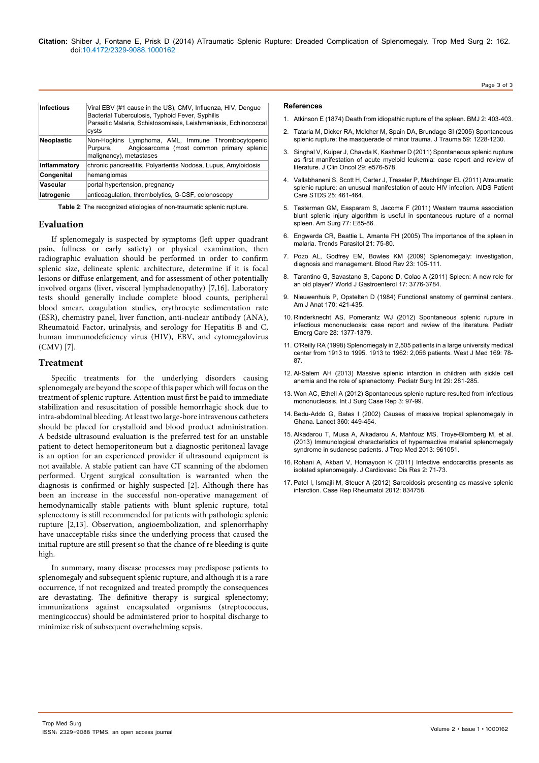| | |
|---|---|
| **Infectious** | Viral EBV (#1 cause in the US), CMV, Influenza, HIV, Dengue<br>Bacterial Tuberculosis, Typhoid Fever, Syphilis<br>Parasitic Malaria, Schistosomiasis, Leishmaniasis, Echinococcal cysts |
| **Neoplastic** | Non-Hogkins Lymphoma, AML, Immune Thrombocytopenic Purpura, Angiosarcoma (most common primary splenic malignancy), metastases |
| **Inflammatory** | chronic pancreatitis, Polyarteritis Nodosa, Lupus, Amyloidosis |
| **Congenital** | hemangiomas |
| **Vascular** | portal hypertension, pregnancy |
| **Iatrogenic** | anticoagulation, thrombolytics, G-CSF, colonoscopy |

**Table 2**: The recognized etiologies of non-traumatic splenic rupture.

## Evaluation

If splenomegaly is suspected by symptoms (left upper quadrant pain, fullness or early satiety) or physical examination, then radiographic evaluation should be performed in order to confirm splenic size, delineate splenic architecture, determine if it is focal lesions or diffuse enlargement, and for assessment of other potentially involved organs (liver, visceral lymphadenopathy) [7,16]. Laboratory tests should generally include complete blood counts, peripheral blood smear, coagulation studies, erythrocyte sedimentation rate (ESR), chemistry panel, liver function, anti-nuclear antibody (ANA), Rheumatoid Factor, urinalysis, and serology for Hepatitis B and C, human immunodeficiency virus (HIV), EBV, and cytomegalovirus (CMV) [7].

## Treatment

Specific treatments for the underlying disorders causing splenomegaly are beyond the scope of this paper which will focus on the treatment of splenic rupture. Attention must first be paid to immediate stabilization and resuscitation of possible hemorrhagic shock due to intra-abdominal bleeding. At least two large-bore intravenous catheters should be placed for crystalloid and blood product administration. A bedside ultrasound evaluation is the preferred test for an unstable patient to detect hemoperitoneum but a diagnostic peritoneal lavage is an option for an experienced provider if ultrasound equipment is not available. A stable patient can have CT scanning of the abdomen performed. Urgent surgical consultation is warranted when the diagnosis is confirmed or highly suspected [2]. Although there has been an increase in the successful non-operative management of hemodynamically stable patients with blunt splenic rupture, total splenectomy is still recommended for patients with pathologic splenic rupture [2,13]. Observation, angioembolization, and splenorrhaphy have unacceptable risks since the underlying process that caused the initial rupture are still present so that the chance of re bleeding is quite high.

In summary, many disease processes may predispose patients to splenomegaly and subsequent splenic rupture, and although it is a rare occurrence, if not recognized and treated promptly the consequences are devastating. The definitive therapy is surgical splenectomy; immunizations against encapsulated organisms (streptococcus, meningicoccus) should be administered prior to hospital discharge to minimize risk of subsequent overwhelming sepsis.

## References

1. Atkinson E (1874) Death from idiopathic rupture of the spleen. BMJ 2: 403-403.
2. Tataria M, Dicker RA, Melcher M, Spain DA, Brundage SI (2005) Spontaneous splenic rupture: the masquerade of minor trauma. J Trauma 59: 1228-1230.
3. Singhal V, Kuiper J, Chavda K, Kashmer D (2011) Spontaneous splenic rupture as first manifestation of acute myeloid leukemia: case report and review of literature. J Clin Oncol 29: e576-578.
4. Vallabhaneni S, Scott H, Carter J, Treseler P, Machtinger EL (2011) Atraumatic splenic rupture: an unusual manifestation of acute HIV infection. AIDS Patient Care STDS 25: 461-464.
5. Testerman GM, Easparam S, Jacome F (2011) Western trauma association blunt splenic injury algorithm is useful in spontaneous rupture of a normal spleen. Am Surg 77: E85-86.
6. Engwerda CR, Beattie L, Amante FH (2005) The importance of the spleen in malaria. Trends Parasitol 21: 75-80.
7. Pozo AL, Godfrey EM, Bowles KM (2009) Splenomegaly: investigation, diagnosis and management. Blood Rev 23: 105-111.
8. Tarantino G, Savastano S, Capone D, Colao A (2011) Spleen: A new role for an old player? World J Gastroenterol 17: 3776-3784.
9. Nieuwenhuis P, Opstelten D (1984) Functional anatomy of germinal centers. Am J Anat 170: 421-435.
10. Rinderknecht AS, Pomerantz WJ (2012) Spontaneous splenic rupture in infectious mononucleosis: case report and review of the literature. Pediatr Emerg Care 28: 1377-1379.
11. O'Reilly RA (1998) Splenomegaly in 2,505 patients in a large university medical center from 1913 to 1995. 1913 to 1962: 2,056 patients. West J Med 169: 78-87.
12. Al-Salem AH (2013) Massive splenic infarction in children with sickle cell anemia and the role of splenectomy. Pediatr Surg Int 29: 281-285.
13. Won AC, Ethell A (2012) Spontaneous splenic rupture resulted from infectious mononucleosis. Int J Surg Case Rep 3: 97-99.
14. Bedu-Addo G, Bates I (2002) Causes of massive tropical splenomegaly in Ghana. Lancet 360: 449-454.
15. Alkadarou T, Musa A, Alkadarou A, Mahfouz MS, Troye-Blomberg M, et al. (2013) Immunological characteristics of hyperreactive malarial splenomegaly syndrome in sudanese patients. J Trop Med 2013: 961051.
16. Rohani A, Akbari V, Homayoon K (2011) Infective endocarditis presents as isolated splenomegaly. J Cardiovasc Dis Res 2: 71-73.
17. Patel I, Ismajli M, Steuer A (2012) Sarcoidosis presenting as massive splenic infarction. Case Rep Rheumatol 2012: 834758.